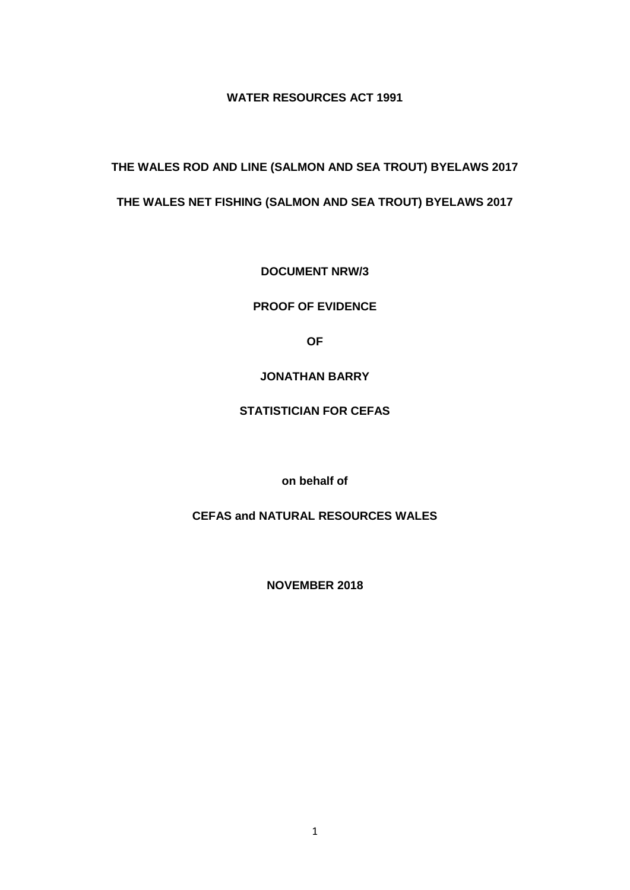**WATER RESOURCES ACT 1991**

**THE WALES ROD AND LINE (SALMON AND SEA TROUT) BYELAWS 2017**

**THE WALES NET FISHING (SALMON AND SEA TROUT) BYELAWS 2017**

**DOCUMENT NRW/3**

**PROOF OF EVIDENCE**

**OF**

**JONATHAN BARRY**

**STATISTICIAN FOR CEFAS**

**on behalf of**

**CEFAS and NATURAL RESOURCES WALES**

**NOVEMBER 2018**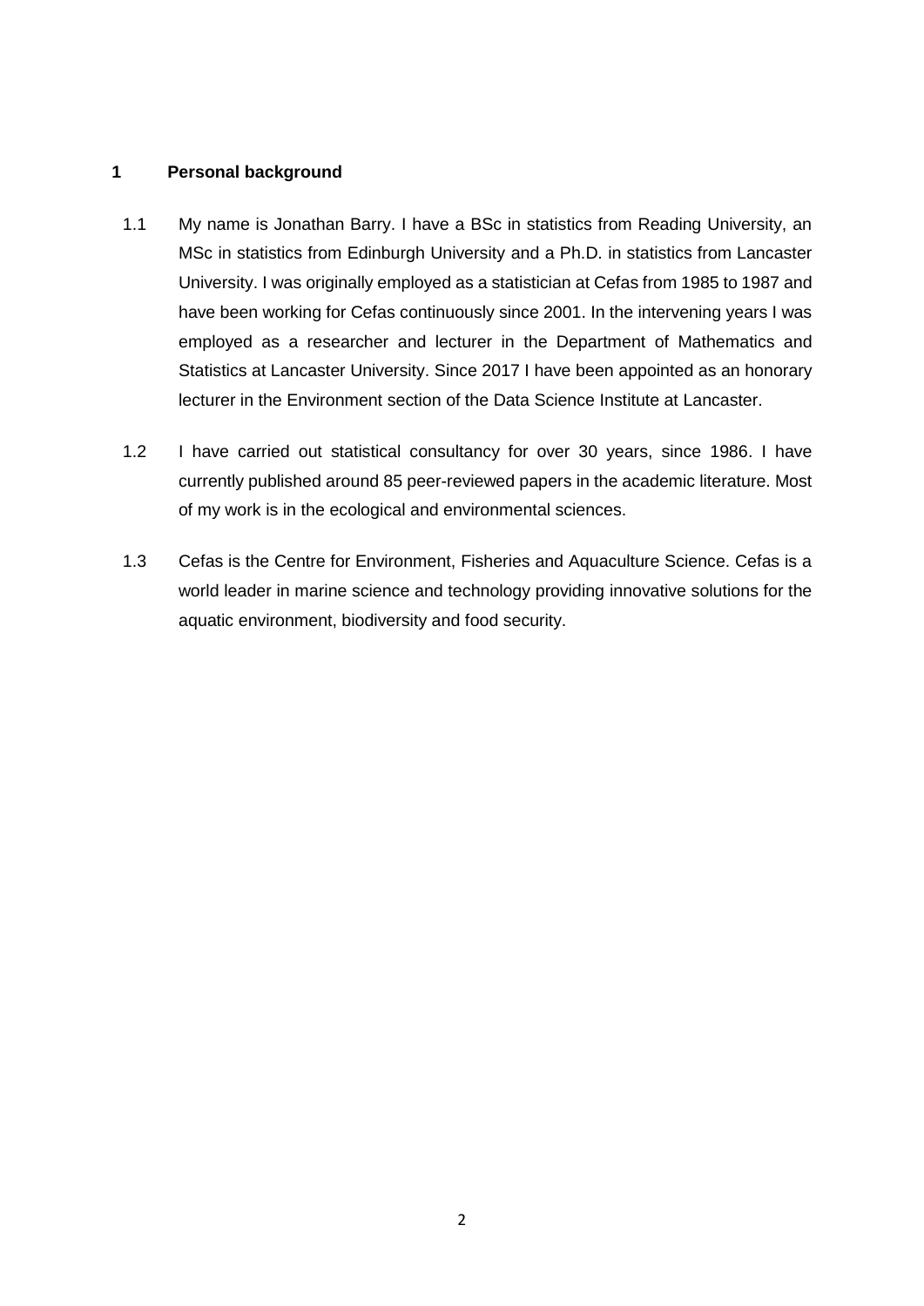## 1 Personal background

1.1 My name is Jonathan Barry. I have a BSc in statistics from Reading University, an MSc in statistics from Edinburgh University and a Ph.D. in statistics from Lancaster University. I was originally employed as a statistician at Cefas from 1985 to 1987 and have been working for Cefas continuously since 2001. In the intervening years I was employed as a researcher and lecturer in the Department of Mathematics and Statistics at Lancaster University. Since 2017 I have been appointed as an honorary lecturer in the Environment section of the Data Science Institute at Lancaster.

1.2 I have carried out statistical consultancy for over 30 years, since 1986. I have currently published around 85 peer-reviewed papers in the academic literature. Most of my work is in the ecological and environmental sciences.

1.3 Cefas is the Centre for Environment, Fisheries and Aquaculture Science. Cefas is a world leader in marine science and technology providing innovative solutions for the aquatic environment, biodiversity and food security.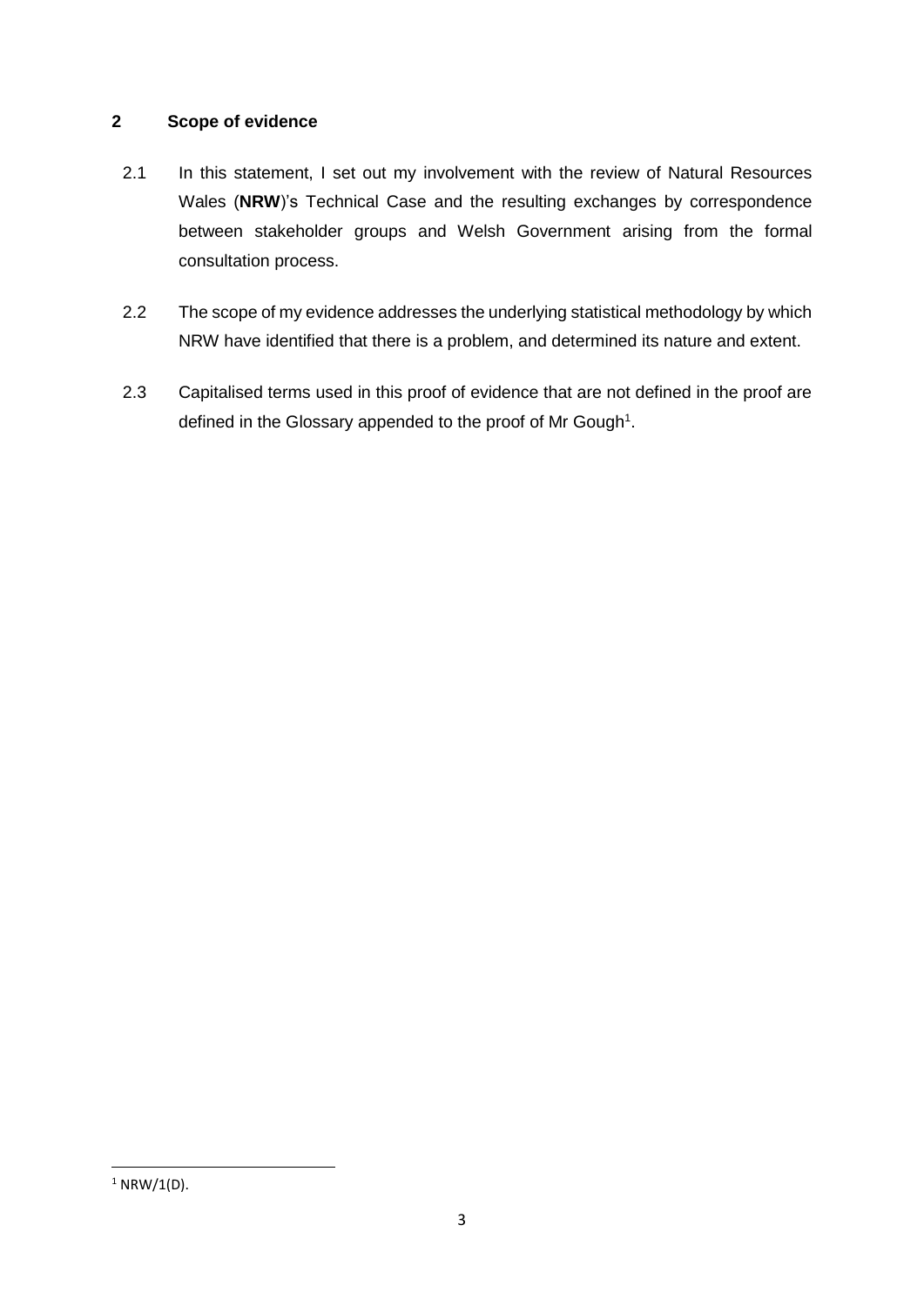## 2 Scope of evidence

2.1 In this statement, I set out my involvement with the review of Natural Resources Wales (**NRW**)'s Technical Case and the resulting exchanges by correspondence between stakeholder groups and Welsh Government arising from the formal consultation process.

2.2 The scope of my evidence addresses the underlying statistical methodology by which NRW have identified that there is a problem, and determined its nature and extent.

2.3 Capitalised terms used in this proof of evidence that are not defined in the proof are defined in the Glossary appended to the proof of Mr Gough[1].

[1] NRW/1(D).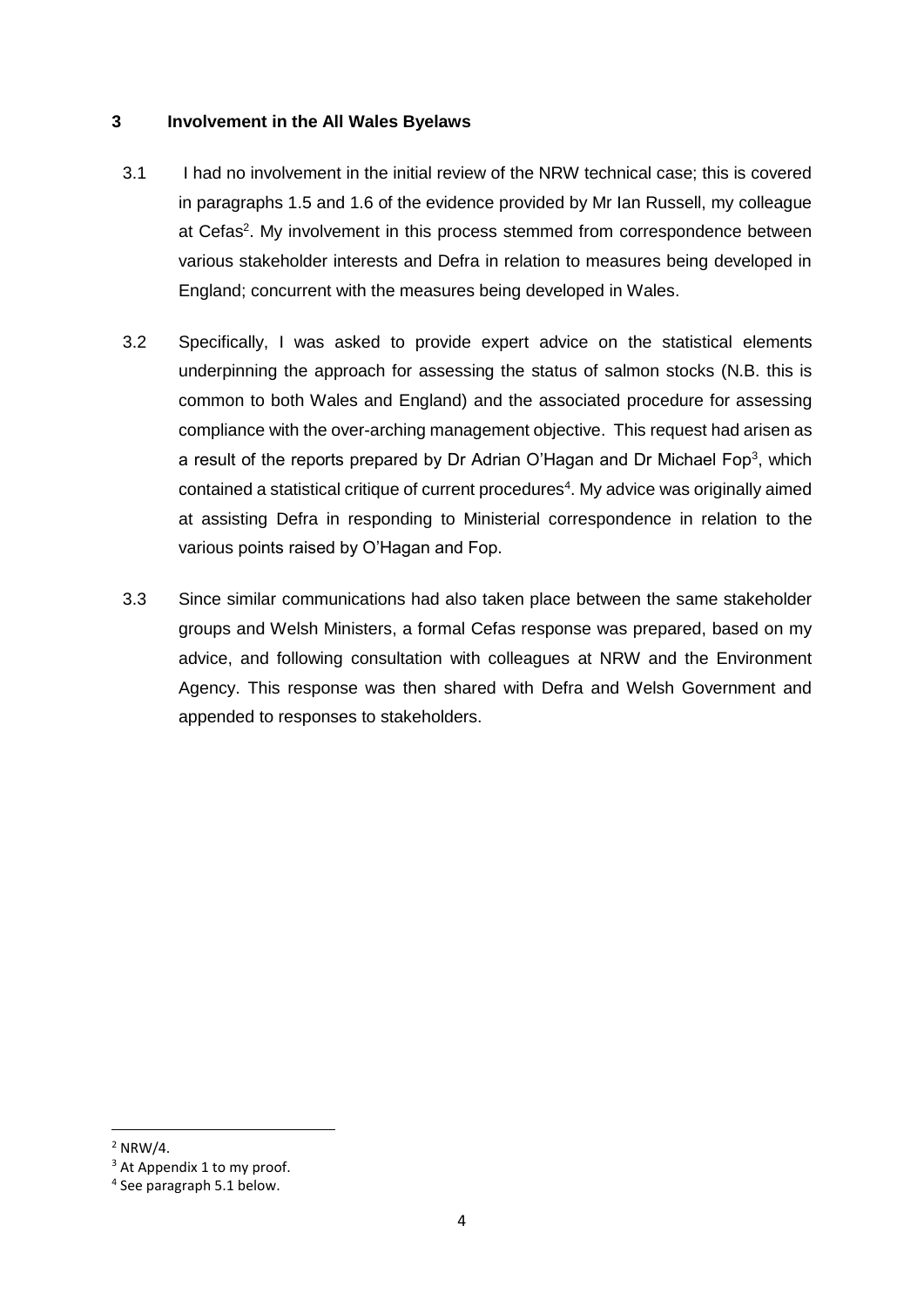## 3 Involvement in the All Wales Byelaws

3.1 I had no involvement in the initial review of the NRW technical case; this is covered in paragraphs 1.5 and 1.6 of the evidence provided by Mr Ian Russell, my colleague at Cefas[2]. My involvement in this process stemmed from correspondence between various stakeholder interests and Defra in relation to measures being developed in England; concurrent with the measures being developed in Wales.

3.2 Specifically, I was asked to provide expert advice on the statistical elements underpinning the approach for assessing the status of salmon stocks (N.B. this is common to both Wales and England) and the associated procedure for assessing compliance with the over-arching management objective. This request had arisen as a result of the reports prepared by Dr Adrian O'Hagan and Dr Michael Fop[3], which contained a statistical critique of current procedures[4]. My advice was originally aimed at assisting Defra in responding to Ministerial correspondence in relation to the various points raised by O'Hagan and Fop.

3.3 Since similar communications had also taken place between the same stakeholder groups and Welsh Ministers, a formal Cefas response was prepared, based on my advice, and following consultation with colleagues at NRW and the Environment Agency. This response was then shared with Defra and Welsh Government and appended to responses to stakeholders.

---

[2] NRW/4.

[3] At Appendix 1 to my proof.

[4] See paragraph 5.1 below.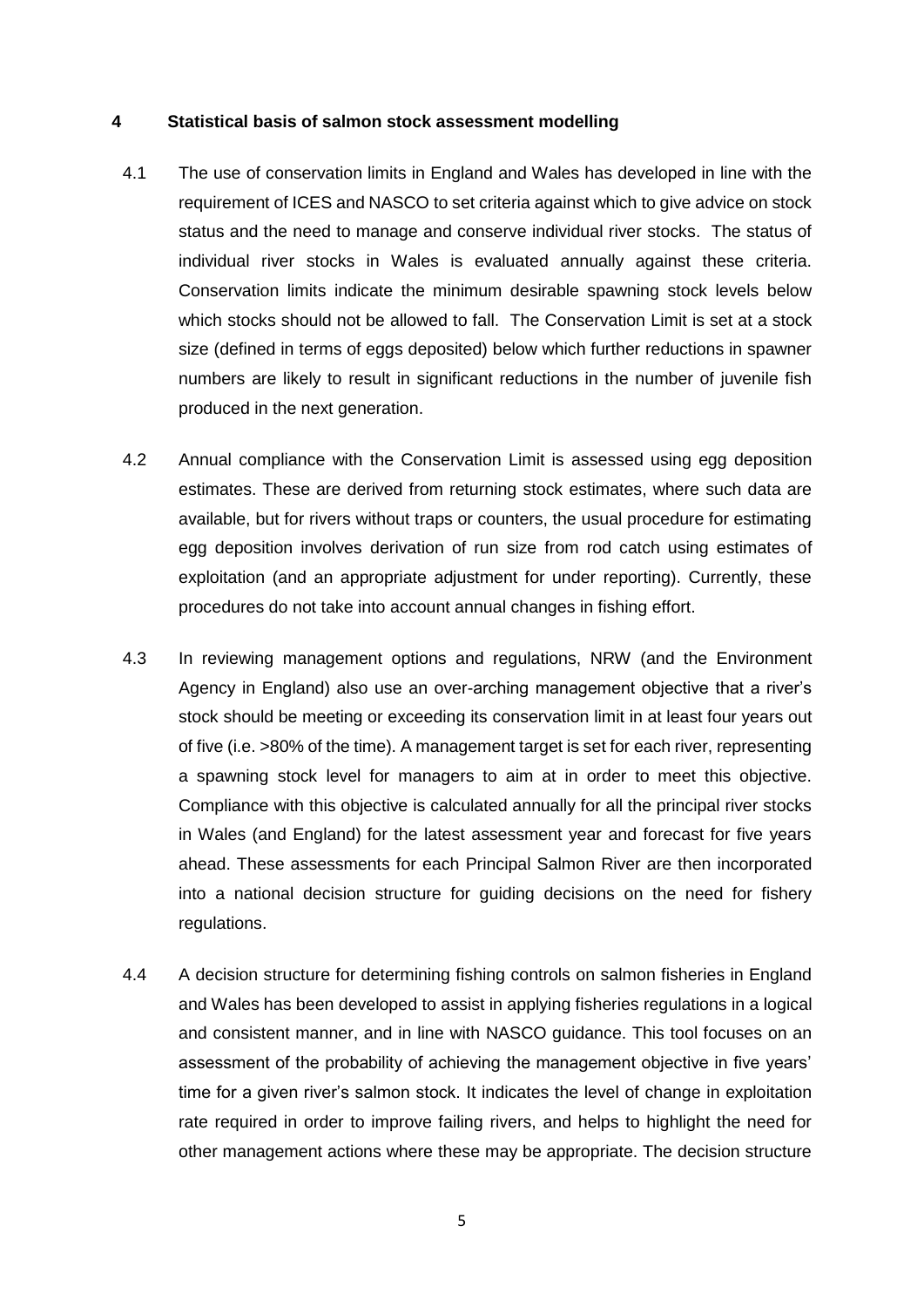## 4 Statistical basis of salmon stock assessment modelling

4.1 The use of conservation limits in England and Wales has developed in line with the requirement of ICES and NASCO to set criteria against which to give advice on stock status and the need to manage and conserve individual river stocks. The status of individual river stocks in Wales is evaluated annually against these criteria. Conservation limits indicate the minimum desirable spawning stock levels below which stocks should not be allowed to fall. The Conservation Limit is set at a stock size (defined in terms of eggs deposited) below which further reductions in spawner numbers are likely to result in significant reductions in the number of juvenile fish produced in the next generation.

4.2 Annual compliance with the Conservation Limit is assessed using egg deposition estimates. These are derived from returning stock estimates, where such data are available, but for rivers without traps or counters, the usual procedure for estimating egg deposition involves derivation of run size from rod catch using estimates of exploitation (and an appropriate adjustment for under reporting). Currently, these procedures do not take into account annual changes in fishing effort.

4.3 In reviewing management options and regulations, NRW (and the Environment Agency in England) also use an over-arching management objective that a river's stock should be meeting or exceeding its conservation limit in at least four years out of five (i.e. >80% of the time). A management target is set for each river, representing a spawning stock level for managers to aim at in order to meet this objective. Compliance with this objective is calculated annually for all the principal river stocks in Wales (and England) for the latest assessment year and forecast for five years ahead. These assessments for each Principal Salmon River are then incorporated into a national decision structure for guiding decisions on the need for fishery regulations.

4.4 A decision structure for determining fishing controls on salmon fisheries in England and Wales has been developed to assist in applying fisheries regulations in a logical and consistent manner, and in line with NASCO guidance. This tool focuses on an assessment of the probability of achieving the management objective in five years' time for a given river's salmon stock. It indicates the level of change in exploitation rate required in order to improve failing rivers, and helps to highlight the need for other management actions where these may be appropriate. The decision structure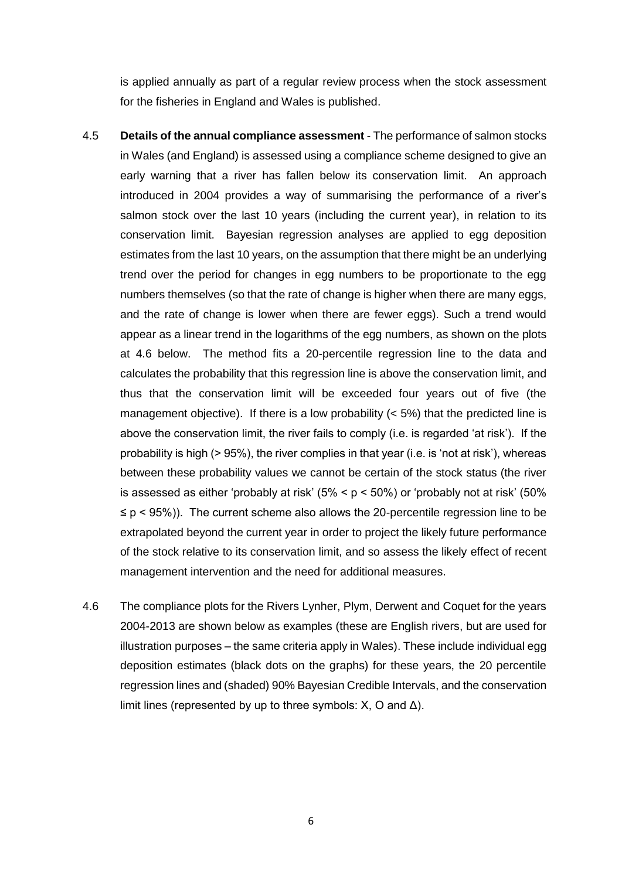is applied annually as part of a regular review process when the stock assessment for the fisheries in England and Wales is published.

4.5 **Details of the annual compliance assessment** - The performance of salmon stocks in Wales (and England) is assessed using a compliance scheme designed to give an early warning that a river has fallen below its conservation limit. An approach introduced in 2004 provides a way of summarising the performance of a river's salmon stock over the last 10 years (including the current year), in relation to its conservation limit. Bayesian regression analyses are applied to egg deposition estimates from the last 10 years, on the assumption that there might be an underlying trend over the period for changes in egg numbers to be proportionate to the egg numbers themselves (so that the rate of change is higher when there are many eggs, and the rate of change is lower when there are fewer eggs). Such a trend would appear as a linear trend in the logarithms of the egg numbers, as shown on the plots at 4.6 below. The method fits a 20-percentile regression line to the data and calculates the probability that this regression line is above the conservation limit, and thus that the conservation limit will be exceeded four years out of five (the management objective). If there is a low probability (< 5%) that the predicted line is above the conservation limit, the river fails to comply (i.e. is regarded 'at risk'). If the probability is high (> 95%), the river complies in that year (i.e. is 'not at risk'), whereas between these probability values we cannot be certain of the stock status (the river is assessed as either 'probably at risk' ($5\% < p < 50\%$) or 'probably not at risk' ($50\% \leq p < 95\%$)). The current scheme also allows the 20-percentile regression line to be extrapolated beyond the current year in order to project the likely future performance of the stock relative to its conservation limit, and so assess the likely effect of recent management intervention and the need for additional measures.

4.6 The compliance plots for the Rivers Lynher, Plym, Derwent and Coquet for the years 2004-2013 are shown below as examples (these are English rivers, but are used for illustration purposes – the same criteria apply in Wales). These include individual egg deposition estimates (black dots on the graphs) for these years, the 20 percentile regression lines and (shaded) 90% Bayesian Credible Intervals, and the conservation limit lines (represented by up to three symbols: X, O and Δ).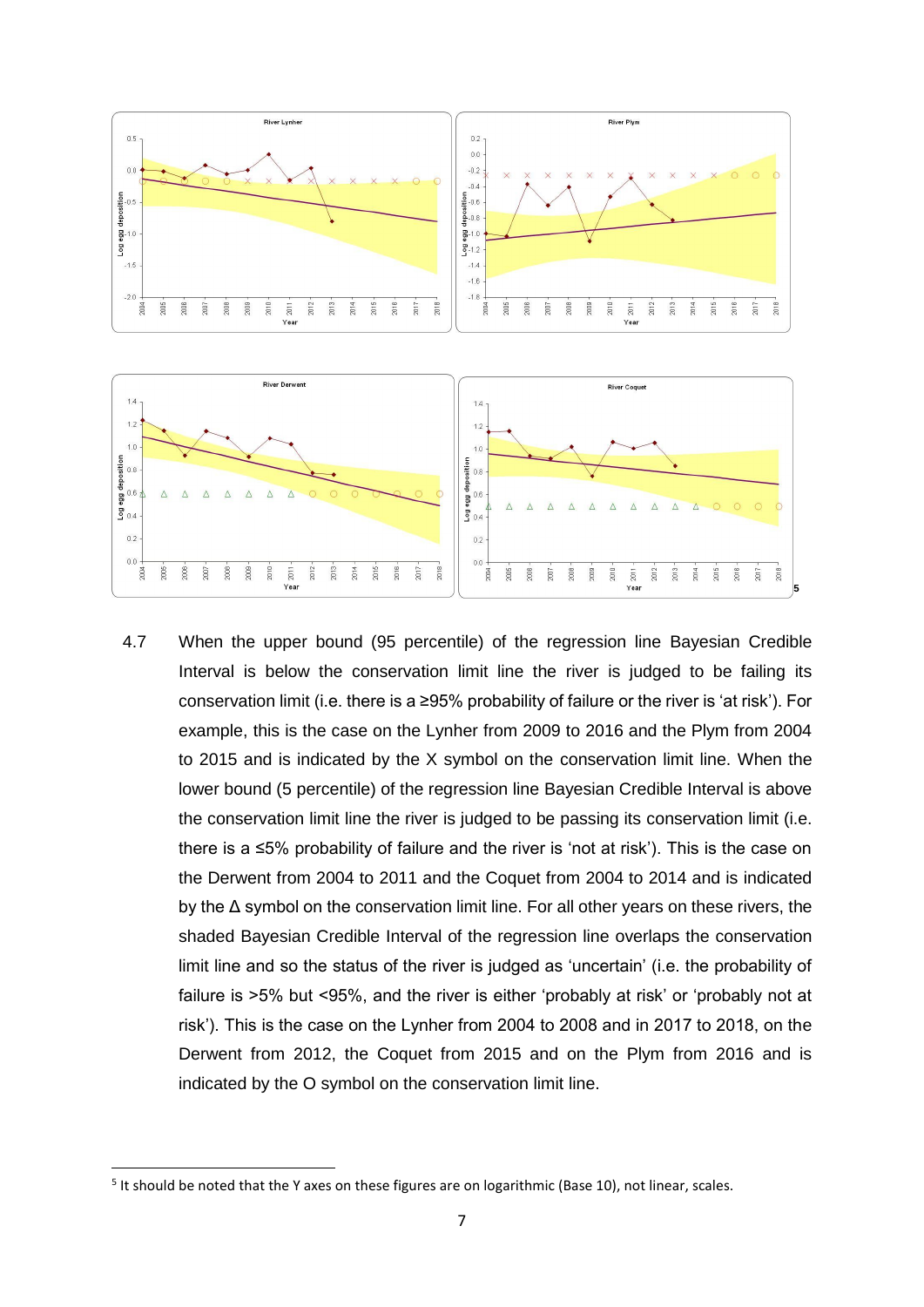4.7 When the upper bound (95 percentile) of the regression line Bayesian Credible Interval is below the conservation limit line the river is judged to be failing its conservation limit (i.e. there is a ≥95% probability of failure or the river is 'at risk'). For example, this is the case on the Lynher from 2009 to 2016 and the Plym from 2004 to 2015 and is indicated by the X symbol on the conservation limit line. When the lower bound (5 percentile) of the regression line Bayesian Credible Interval is above the conservation limit line the river is judged to be passing its conservation limit (i.e. there is a ≤5% probability of failure and the river is 'not at risk'). This is the case on the Derwent from 2004 to 2011 and the Coquet from 2004 to 2014 and is indicated by the Δ symbol on the conservation limit line. For all other years on these rivers, the shaded Bayesian Credible Interval of the regression line overlaps the conservation limit line and so the status of the river is judged as 'uncertain' (i.e. the probability of failure is >5% but <95%, and the river is either 'probably at risk' or 'probably not at risk'). This is the case on the Lynher from 2004 to 2008 and in 2017 to 2018, on the Derwent from 2012, the Coquet from 2015 and on the Plym from 2016 and is indicated by the O symbol on the conservation limit line.

[5] It should be noted that the Y axes on these figures are on logarithmic (Base 10), not linear, scales.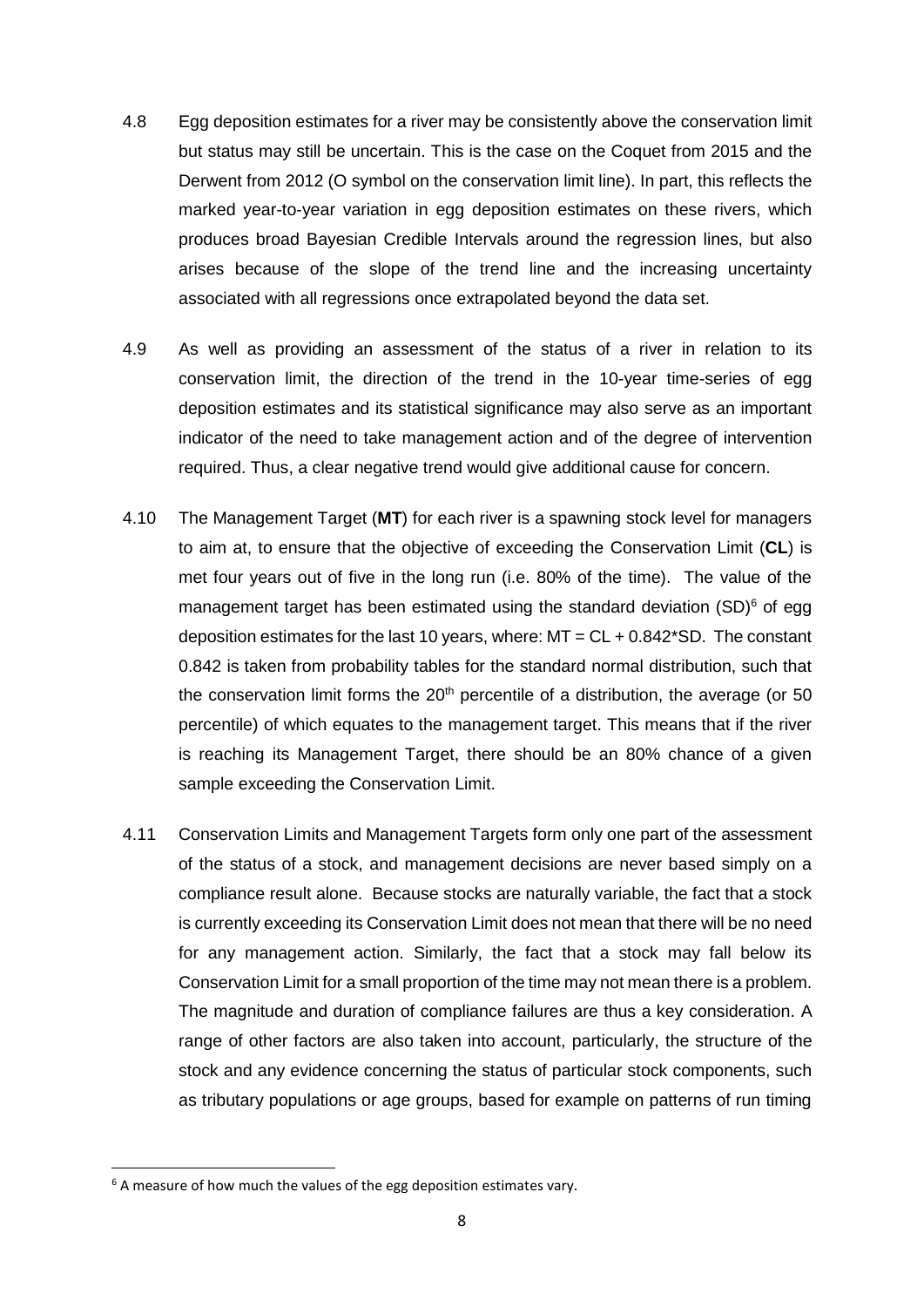4.8 Egg deposition estimates for a river may be consistently above the conservation limit but status may still be uncertain. This is the case on the Coquet from 2015 and the Derwent from 2012 (O symbol on the conservation limit line). In part, this reflects the marked year-to-year variation in egg deposition estimates on these rivers, which produces broad Bayesian Credible Intervals around the regression lines, but also arises because of the slope of the trend line and the increasing uncertainty associated with all regressions once extrapolated beyond the data set.

4.9 As well as providing an assessment of the status of a river in relation to its conservation limit, the direction of the trend in the 10-year time-series of egg deposition estimates and its statistical significance may also serve as an important indicator of the need to take management action and of the degree of intervention required. Thus, a clear negative trend would give additional cause for concern.

4.10 The Management Target (**MT**) for each river is a spawning stock level for managers to aim at, to ensure that the objective of exceeding the Conservation Limit (**CL**) is met four years out of five in the long run (i.e. 80% of the time). The value of the management target has been estimated using the standard deviation (SD)[6] of egg deposition estimates for the last 10 years, where: $MT = CL + 0.842*SD$. The constant 0.842 is taken from probability tables for the standard normal distribution, such that the conservation limit forms the $20^{th}$ percentile of a distribution, the average (or 50 percentile) of which equates to the management target. This means that if the river is reaching its Management Target, there should be an 80% chance of a given sample exceeding the Conservation Limit.

4.11 Conservation Limits and Management Targets form only one part of the assessment of the status of a stock, and management decisions are never based simply on a compliance result alone. Because stocks are naturally variable, the fact that a stock is currently exceeding its Conservation Limit does not mean that there will be no need for any management action. Similarly, the fact that a stock may fall below its Conservation Limit for a small proportion of the time may not mean there is a problem. The magnitude and duration of compliance failures are thus a key consideration. A range of other factors are also taken into account, particularly, the structure of the stock and any evidence concerning the status of particular stock components, such as tributary populations or age groups, based for example on patterns of run timing

---

[6] A measure of how much the values of the egg deposition estimates vary.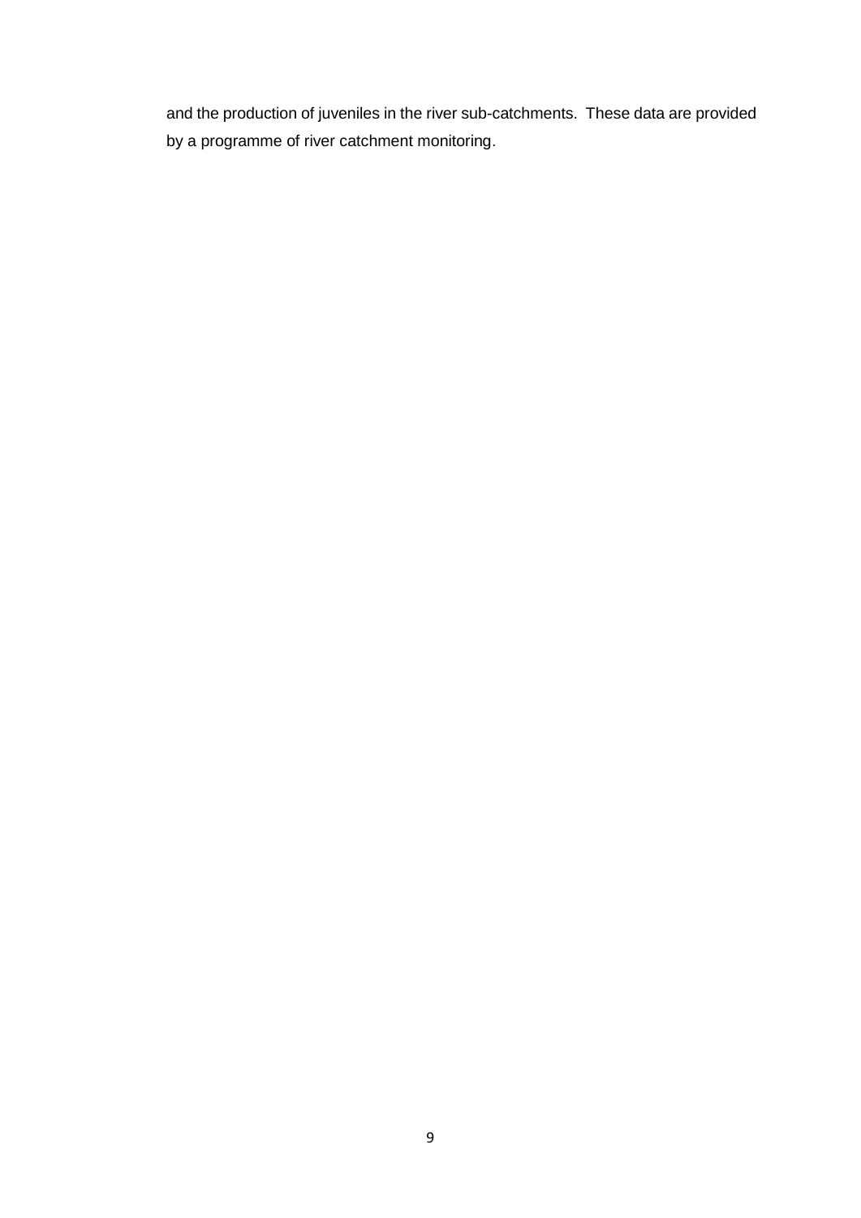and the production of juveniles in the river sub-catchments. These data are provided by a programme of river catchment monitoring.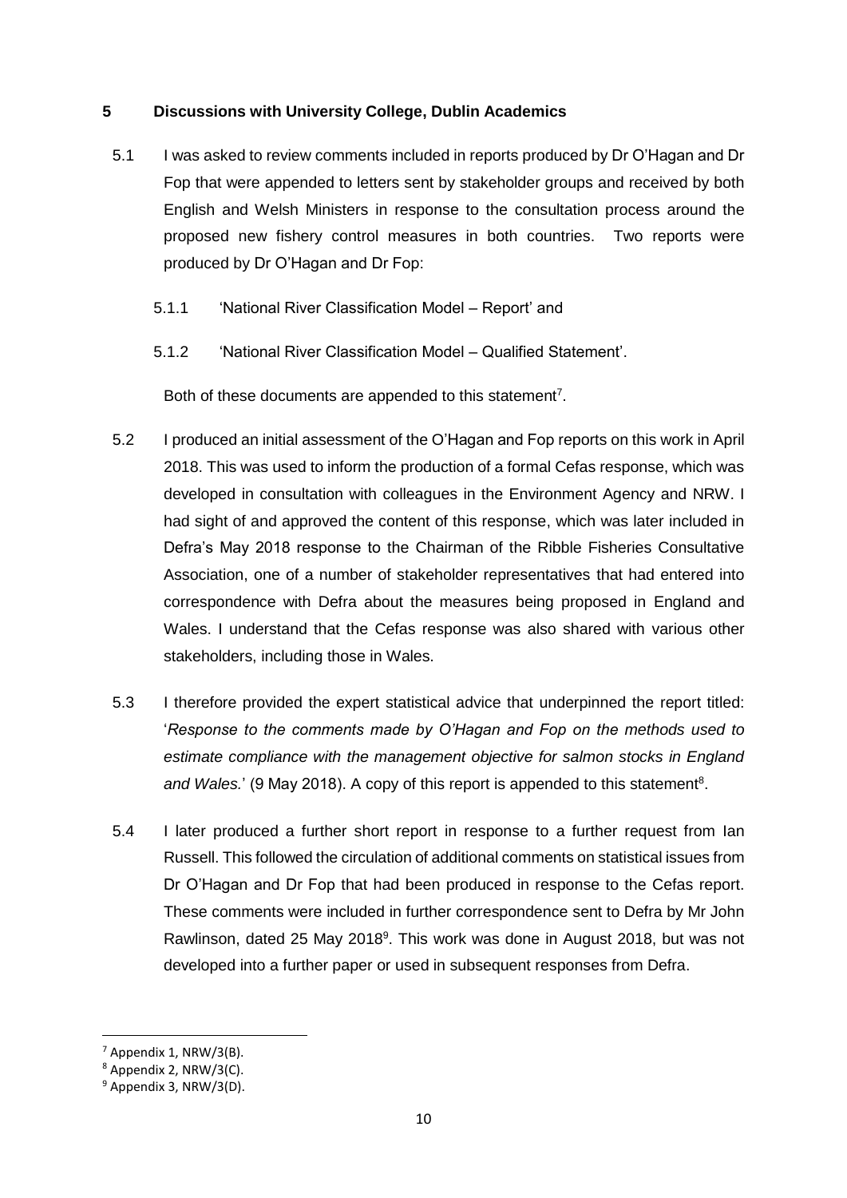## 5 Discussions with University College, Dublin Academics

5.1 I was asked to review comments included in reports produced by Dr O'Hagan and Dr Fop that were appended to letters sent by stakeholder groups and received by both English and Welsh Ministers in response to the consultation process around the proposed new fishery control measures in both countries. Two reports were produced by Dr O'Hagan and Dr Fop:

5.1.1 'National River Classification Model – Report' and

5.1.2 'National River Classification Model – Qualified Statement'.

Both of these documents are appended to this statement[7].

5.2 I produced an initial assessment of the O'Hagan and Fop reports on this work in April 2018. This was used to inform the production of a formal Cefas response, which was developed in consultation with colleagues in the Environment Agency and NRW. I had sight of and approved the content of this response, which was later included in Defra's May 2018 response to the Chairman of the Ribble Fisheries Consultative Association, one of a number of stakeholder representatives that had entered into correspondence with Defra about the measures being proposed in England and Wales. I understand that the Cefas response was also shared with various other stakeholders, including those in Wales.

5.3 I therefore provided the expert statistical advice that underpinned the report titled: '*Response to the comments made by O'Hagan and Fop on the methods used to estimate compliance with the management objective for salmon stocks in England and Wales.*' (9 May 2018). A copy of this report is appended to this statement[8].

5.4 I later produced a further short report in response to a further request from Ian Russell. This followed the circulation of additional comments on statistical issues from Dr O'Hagan and Dr Fop that had been produced in response to the Cefas report. These comments were included in further correspondence sent to Defra by Mr John Rawlinson, dated 25 May 2018[9]. This work was done in August 2018, but was not developed into a further paper or used in subsequent responses from Defra.

---

[7] Appendix 1, NRW/3(B).

[8] Appendix 2, NRW/3(C).

[9] Appendix 3, NRW/3(D).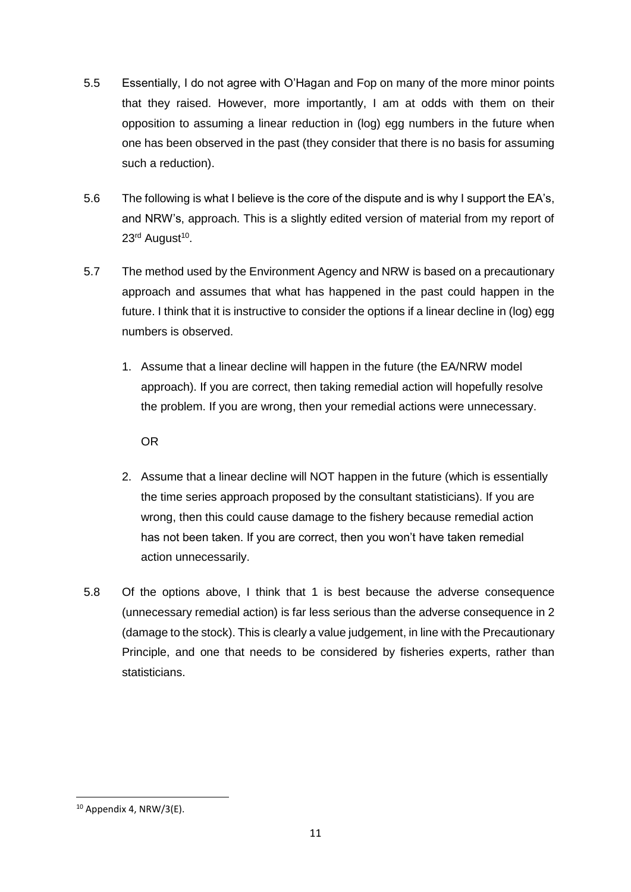5.5 Essentially, I do not agree with O'Hagan and Fop on many of the more minor points that they raised. However, more importantly, I am at odds with them on their opposition to assuming a linear reduction in (log) egg numbers in the future when one has been observed in the past (they consider that there is no basis for assuming such a reduction).

5.6 The following is what I believe is the core of the dispute and is why I support the EA's, and NRW's, approach. This is a slightly edited version of material from my report of 23rd August[10].

5.7 The method used by the Environment Agency and NRW is based on a precautionary approach and assumes that what has happened in the past could happen in the future. I think that it is instructive to consider the options if a linear decline in (log) egg numbers is observed.

1. Assume that a linear decline will happen in the future (the EA/NRW model approach). If you are correct, then taking remedial action will hopefully resolve the problem. If you are wrong, then your remedial actions were unnecessary.

   OR

2. Assume that a linear decline will NOT happen in the future (which is essentially the time series approach proposed by the consultant statisticians). If you are wrong, then this could cause damage to the fishery because remedial action has not been taken. If you are correct, then you won't have taken remedial action unnecessarily.

5.8 Of the options above, I think that 1 is best because the adverse consequence (unnecessary remedial action) is far less serious than the adverse consequence in 2 (damage to the stock). This is clearly a value judgement, in line with the Precautionary Principle, and one that needs to be considered by fisheries experts, rather than statisticians.

[10] Appendix 4, NRW/3(E).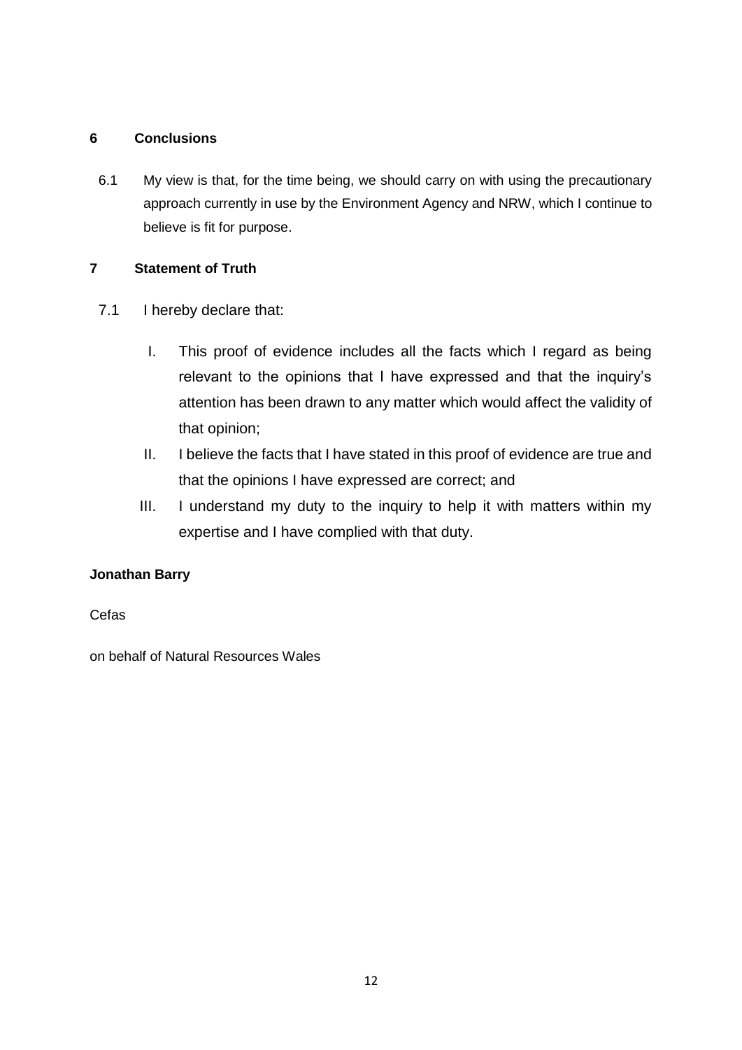## 6 Conclusions

6.1 My view is that, for the time being, we should carry on with using the precautionary approach currently in use by the Environment Agency and NRW, which I continue to believe is fit for purpose.

## 7 Statement of Truth

7.1 I hereby declare that:

I. This proof of evidence includes all the facts which I regard as being relevant to the opinions that I have expressed and that the inquiry's attention has been drawn to any matter which would affect the validity of that opinion;

II. I believe the facts that I have stated in this proof of evidence are true and that the opinions I have expressed are correct; and

III. I understand my duty to the inquiry to help it with matters within my expertise and I have complied with that duty.

**Jonathan Barry**

Cefas

on behalf of Natural Resources Wales